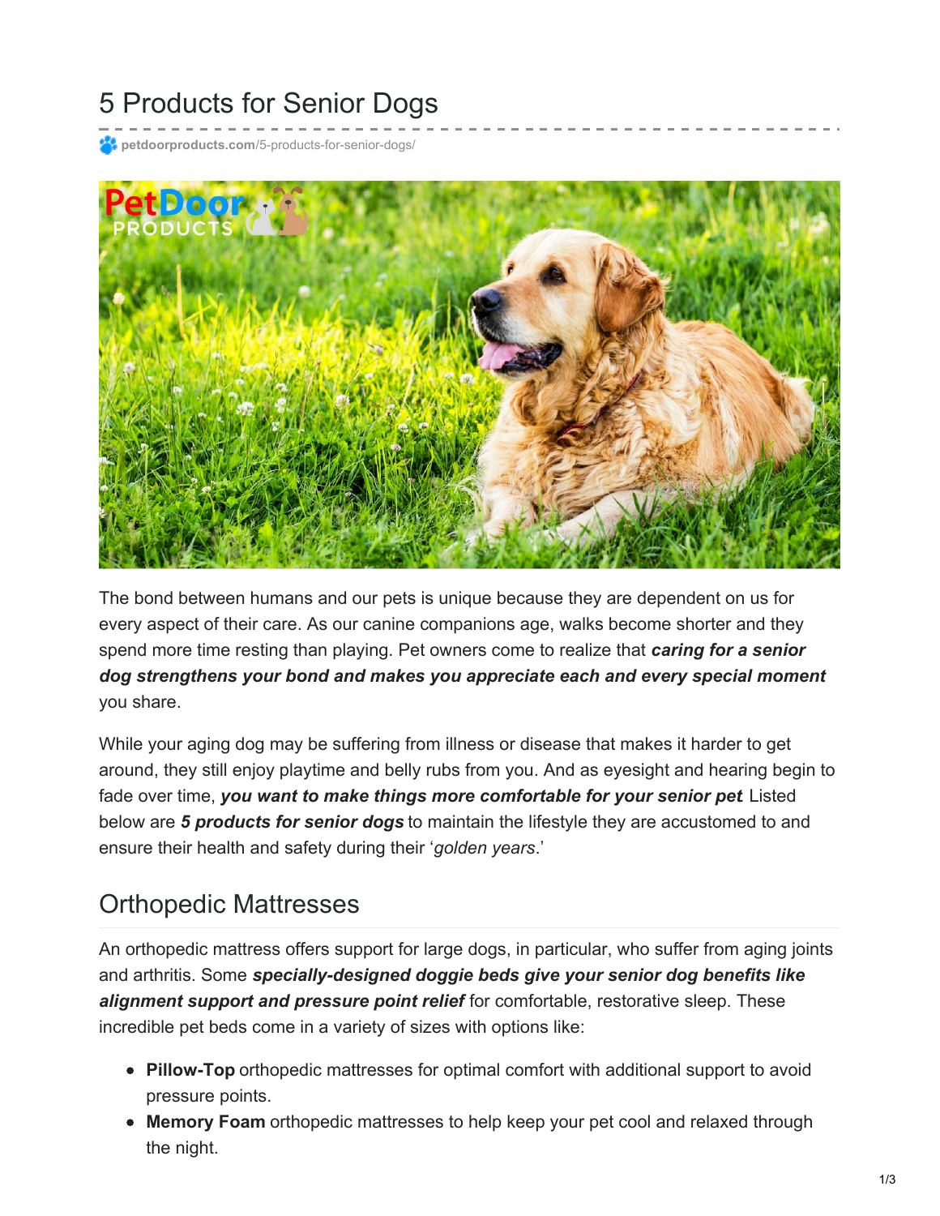# 5 Products for Senior Dogs

**petdoorproducts.com**/5-products-for-senior-dogs/

The bond between humans and our pets is unique because they are dependent on us for every aspect of their care. As our canine companions age, walks become shorter and they spend more time resting than playing. Pet owners come to realize that ***caring for a senior dog strengthens your bond and makes you appreciate each and every special moment*** you share.

While your aging dog may be suffering from illness or disease that makes it harder to get around, they still enjoy playtime and belly rubs from you. And as eyesight and hearing begin to fade over time, ***you want to make things more comfortable for your senior pet*** Listed below are ***5 products for senior dogs*** to maintain the lifestyle they are accustomed to and ensure their health and safety during their '*golden years*.'

## Orthopedic Mattresses

An orthopedic mattress offers support for large dogs, in particular, who suffer from aging joints and arthritis. Some ***specially-designed doggie beds give your senior dog benefits like alignment support and pressure point relief*** for comfortable, restorative sleep. These incredible pet beds come in a variety of sizes with options like:

- **Pillow-Top** orthopedic mattresses for optimal comfort with additional support to avoid pressure points.
- **Memory Foam** orthopedic mattresses to help keep your pet cool and relaxed through the night.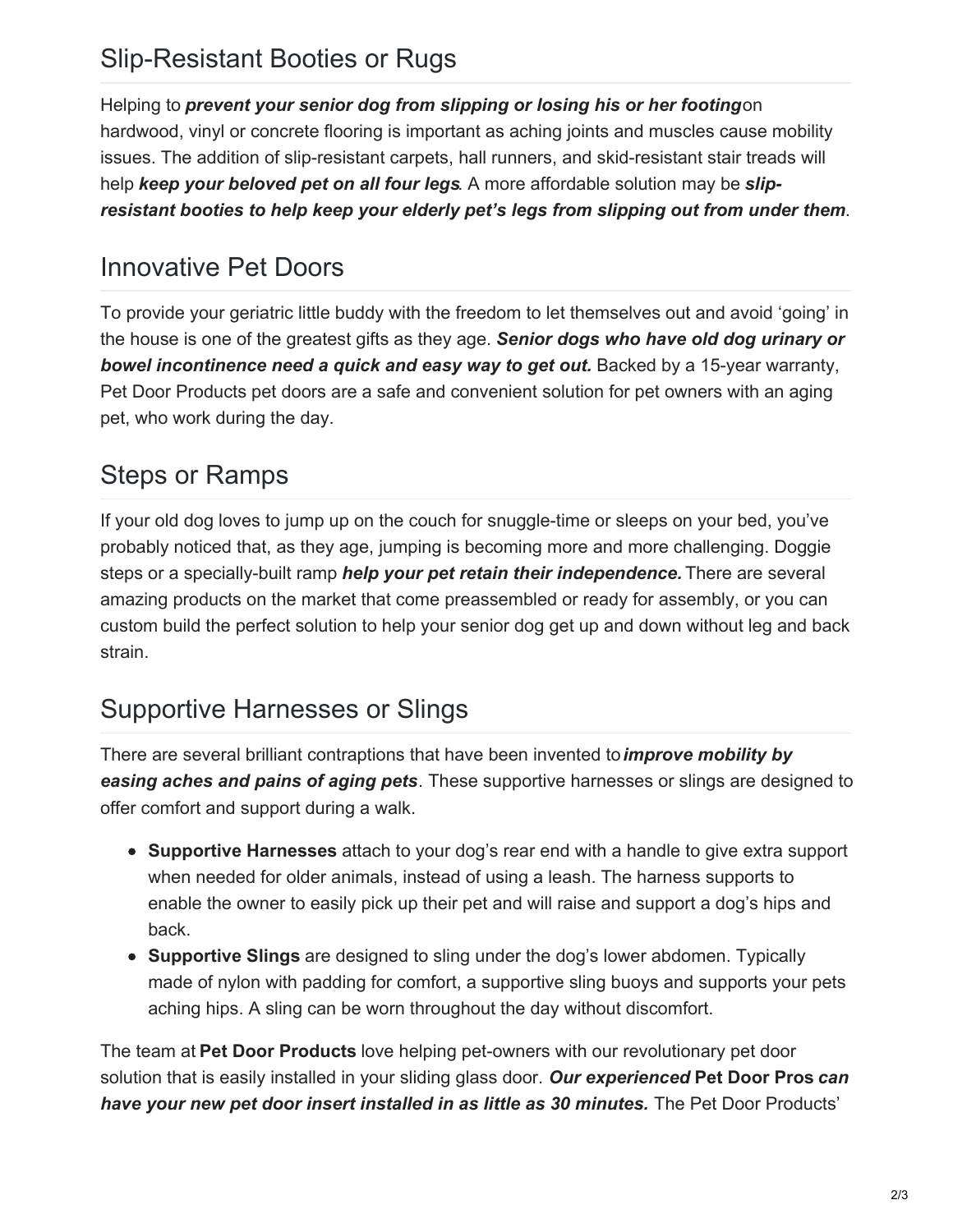## Slip-Resistant Booties or Rugs

Helping to ***prevent your senior dog from slipping or losing his or her footing*** on hardwood, vinyl or concrete flooring is important as aching joints and muscles cause mobility issues. The addition of slip-resistant carpets, hall runners, and skid-resistant stair treads will help ***keep your beloved pet on all four legs***. A more affordable solution may be ***slip-resistant booties to help keep your elderly pet's legs from slipping out from under them***.

## Innovative Pet Doors

To provide your geriatric little buddy with the freedom to let themselves out and avoid 'going' in the house is one of the greatest gifts as they age. ***Senior dogs who have old dog urinary or bowel incontinence need a quick and easy way to get out.*** Backed by a 15-year warranty, Pet Door Products pet doors are a safe and convenient solution for pet owners with an aging pet, who work during the day.

## Steps or Ramps

If your old dog loves to jump up on the couch for snuggle-time or sleeps on your bed, you've probably noticed that, as they age, jumping is becoming more and more challenging. Doggie steps or a specially-built ramp ***help your pet retain their independence.*** There are several amazing products on the market that come preassembled or ready for assembly, or you can custom build the perfect solution to help your senior dog get up and down without leg and back strain.

## Supportive Harnesses or Slings

There are several brilliant contraptions that have been invented to ***improve mobility by easing aches and pains of aging pets***. These supportive harnesses or slings are designed to offer comfort and support during a walk.

- **Supportive Harnesses** attach to your dog's rear end with a handle to give extra support when needed for older animals, instead of using a leash. The harness supports to enable the owner to easily pick up their pet and will raise and support a dog's hips and back.
- **Supportive Slings** are designed to sling under the dog's lower abdomen. Typically made of nylon with padding for comfort, a supportive sling buoys and supports your pets aching hips. A sling can be worn throughout the day without discomfort.

The team at **Pet Door Products** love helping pet-owners with our revolutionary pet door solution that is easily installed in your sliding glass door. ***Our experienced* Pet Door Pros *can have your new pet door insert installed in as little as 30 minutes.*** The Pet Door Products'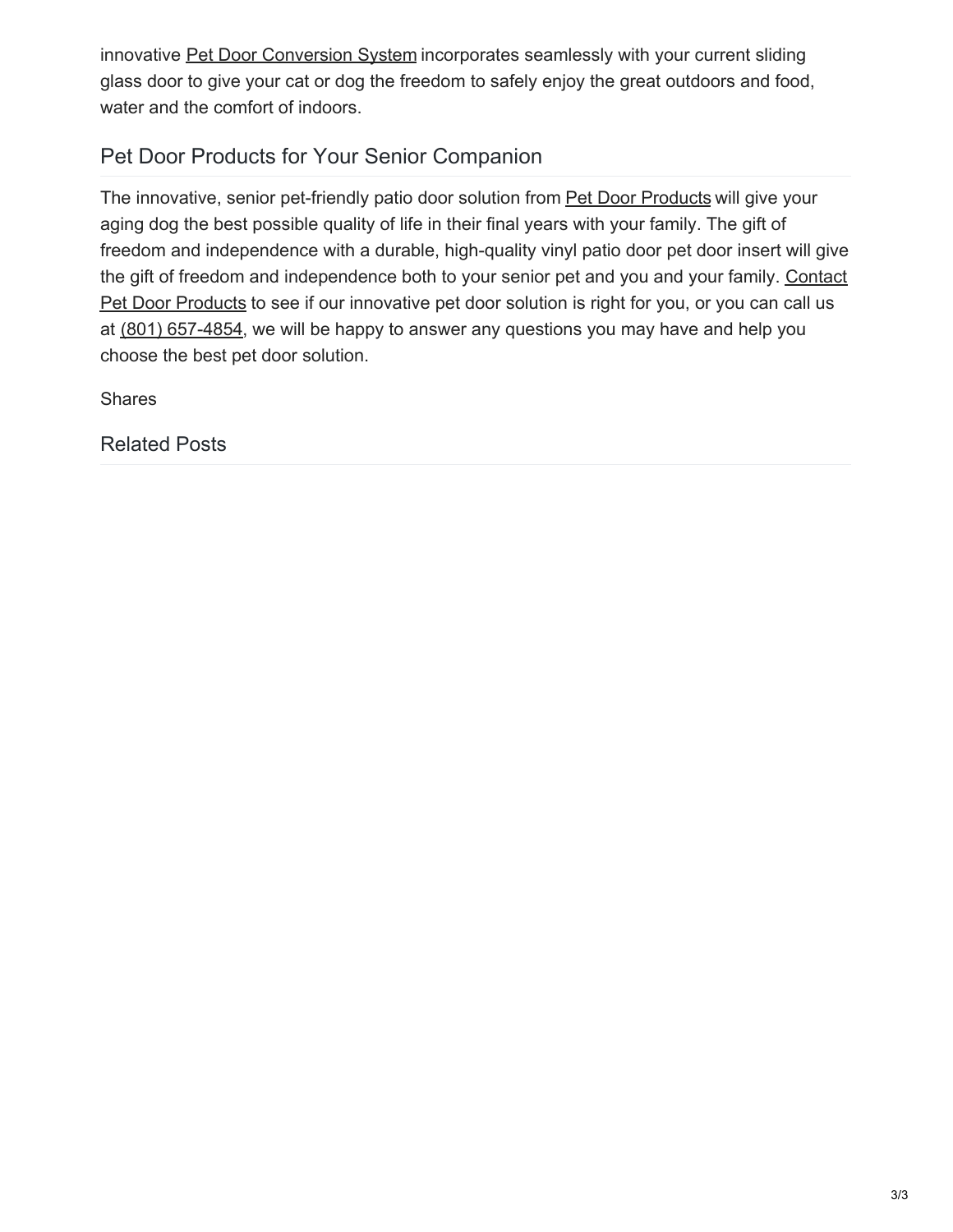innovative Pet Door Conversion System incorporates seamlessly with your current sliding glass door to give your cat or dog the freedom to safely enjoy the great outdoors and food, water and the comfort of indoors.

## Pet Door Products for Your Senior Companion

The innovative, senior pet-friendly patio door solution from Pet Door Products will give your aging dog the best possible quality of life in their final years with your family. The gift of freedom and independence with a durable, high-quality vinyl patio door pet door insert will give the gift of freedom and independence both to your senior pet and you and your family. Contact Pet Door Products to see if our innovative pet door solution is right for you, or you can call us at (801) 657-4854, we will be happy to answer any questions you may have and help you choose the best pet door solution.

Shares

## Related Posts